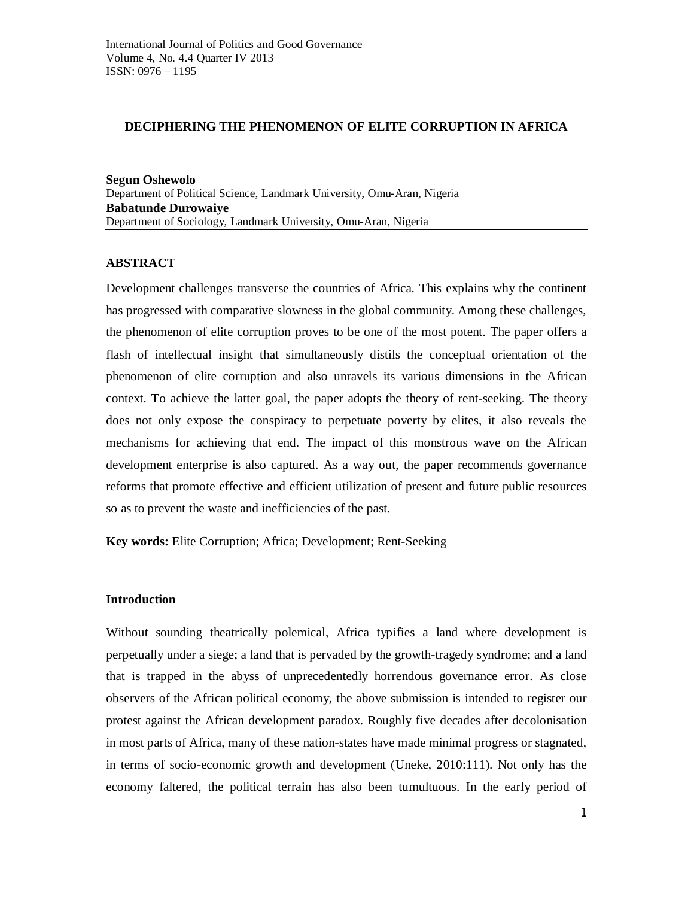# DECIPHERING THE PHENOMENON OF ELITE CORRUPTION IN AFRICA

**Segun Oshewolo**
Department of Political Science, Landmark University, Omu-Aran, Nigeria
**Babatunde Durowaiye**
Department of Sociology, Landmark University, Omu-Aran, Nigeria

## ABSTRACT

Development challenges transverse the countries of Africa. This explains why the continent has progressed with comparative slowness in the global community. Among these challenges, the phenomenon of elite corruption proves to be one of the most potent. The paper offers a flash of intellectual insight that simultaneously distils the conceptual orientation of the phenomenon of elite corruption and also unravels its various dimensions in the African context. To achieve the latter goal, the paper adopts the theory of rent-seeking. The theory does not only expose the conspiracy to perpetuate poverty by elites, it also reveals the mechanisms for achieving that end. The impact of this monstrous wave on the African development enterprise is also captured. As a way out, the paper recommends governance reforms that promote effective and efficient utilization of present and future public resources so as to prevent the waste and inefficiencies of the past.

**Key words:** Elite Corruption; Africa; Development; Rent-Seeking

## Introduction

Without sounding theatrically polemical, Africa typifies a land where development is perpetually under a siege; a land that is pervaded by the growth-tragedy syndrome; and a land that is trapped in the abyss of unprecedentedly horrendous governance error. As close observers of the African political economy, the above submission is intended to register our protest against the African development paradox. Roughly five decades after decolonisation in most parts of Africa, many of these nation-states have made minimal progress or stagnated, in terms of socio-economic growth and development (Uneke, 2010:111). Not only has the economy faltered, the political terrain has also been tumultuous. In the early period of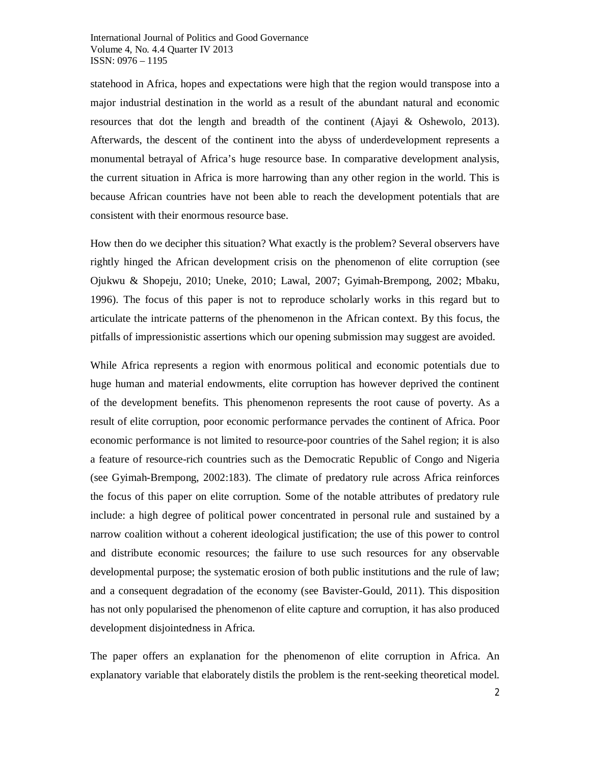statehood in Africa, hopes and expectations were high that the region would transpose into a major industrial destination in the world as a result of the abundant natural and economic resources that dot the length and breadth of the continent (Ajayi & Oshewolo, 2013). Afterwards, the descent of the continent into the abyss of underdevelopment represents a monumental betrayal of Africa's huge resource base. In comparative development analysis, the current situation in Africa is more harrowing than any other region in the world. This is because African countries have not been able to reach the development potentials that are consistent with their enormous resource base.

How then do we decipher this situation? What exactly is the problem? Several observers have rightly hinged the African development crisis on the phenomenon of elite corruption (see Ojukwu & Shopeju, 2010; Uneke, 2010; Lawal, 2007; Gyimah-Brempong, 2002; Mbaku, 1996). The focus of this paper is not to reproduce scholarly works in this regard but to articulate the intricate patterns of the phenomenon in the African context. By this focus, the pitfalls of impressionistic assertions which our opening submission may suggest are avoided.

While Africa represents a region with enormous political and economic potentials due to huge human and material endowments, elite corruption has however deprived the continent of the development benefits. This phenomenon represents the root cause of poverty. As a result of elite corruption, poor economic performance pervades the continent of Africa. Poor economic performance is not limited to resource-poor countries of the Sahel region; it is also a feature of resource-rich countries such as the Democratic Republic of Congo and Nigeria (see Gyimah-Brempong, 2002:183). The climate of predatory rule across Africa reinforces the focus of this paper on elite corruption. Some of the notable attributes of predatory rule include: a high degree of political power concentrated in personal rule and sustained by a narrow coalition without a coherent ideological justification; the use of this power to control and distribute economic resources; the failure to use such resources for any observable developmental purpose; the systematic erosion of both public institutions and the rule of law; and a consequent degradation of the economy (see Bavister-Gould, 2011). This disposition has not only popularised the phenomenon of elite capture and corruption, it has also produced development disjointedness in Africa.

The paper offers an explanation for the phenomenon of elite corruption in Africa. An explanatory variable that elaborately distils the problem is the rent-seeking theoretical model.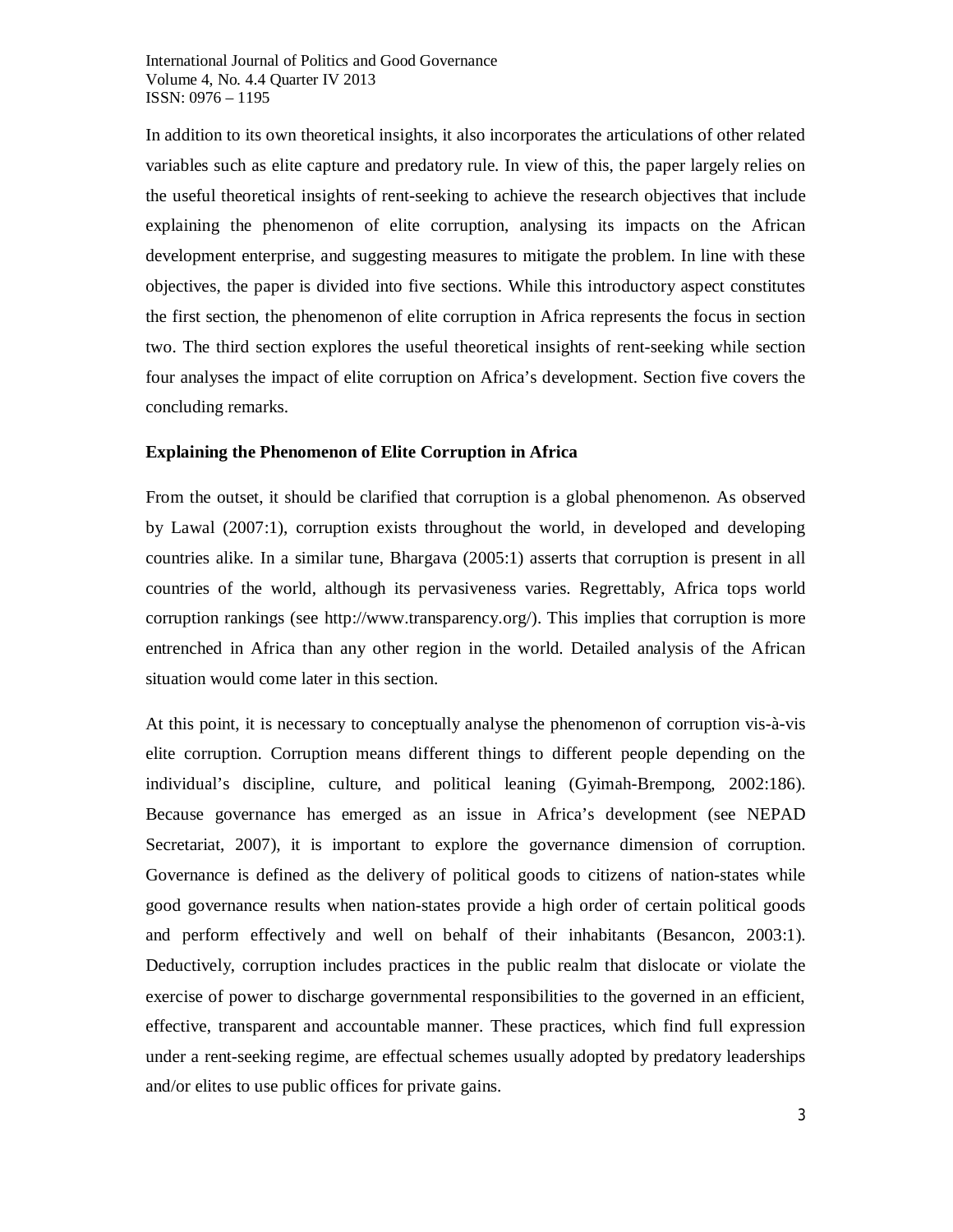In addition to its own theoretical insights, it also incorporates the articulations of other related variables such as elite capture and predatory rule. In view of this, the paper largely relies on the useful theoretical insights of rent-seeking to achieve the research objectives that include explaining the phenomenon of elite corruption, analysing its impacts on the African development enterprise, and suggesting measures to mitigate the problem. In line with these objectives, the paper is divided into five sections. While this introductory aspect constitutes the first section, the phenomenon of elite corruption in Africa represents the focus in section two. The third section explores the useful theoretical insights of rent-seeking while section four analyses the impact of elite corruption on Africa's development. Section five covers the concluding remarks.

**Explaining the Phenomenon of Elite Corruption in Africa**

From the outset, it should be clarified that corruption is a global phenomenon. As observed by Lawal (2007:1), corruption exists throughout the world, in developed and developing countries alike. In a similar tune, Bhargava (2005:1) asserts that corruption is present in all countries of the world, although its pervasiveness varies. Regrettably, Africa tops world corruption rankings (see http://www.transparency.org/). This implies that corruption is more entrenched in Africa than any other region in the world. Detailed analysis of the African situation would come later in this section.

At this point, it is necessary to conceptually analyse the phenomenon of corruption vis-à-vis elite corruption. Corruption means different things to different people depending on the individual's discipline, culture, and political leaning (Gyimah-Brempong, 2002:186). Because governance has emerged as an issue in Africa's development (see NEPAD Secretariat, 2007), it is important to explore the governance dimension of corruption. Governance is defined as the delivery of political goods to citizens of nation-states while good governance results when nation-states provide a high order of certain political goods and perform effectively and well on behalf of their inhabitants (Besancon, 2003:1). Deductively, corruption includes practices in the public realm that dislocate or violate the exercise of power to discharge governmental responsibilities to the governed in an efficient, effective, transparent and accountable manner. These practices, which find full expression under a rent-seeking regime, are effectual schemes usually adopted by predatory leaderships and/or elites to use public offices for private gains.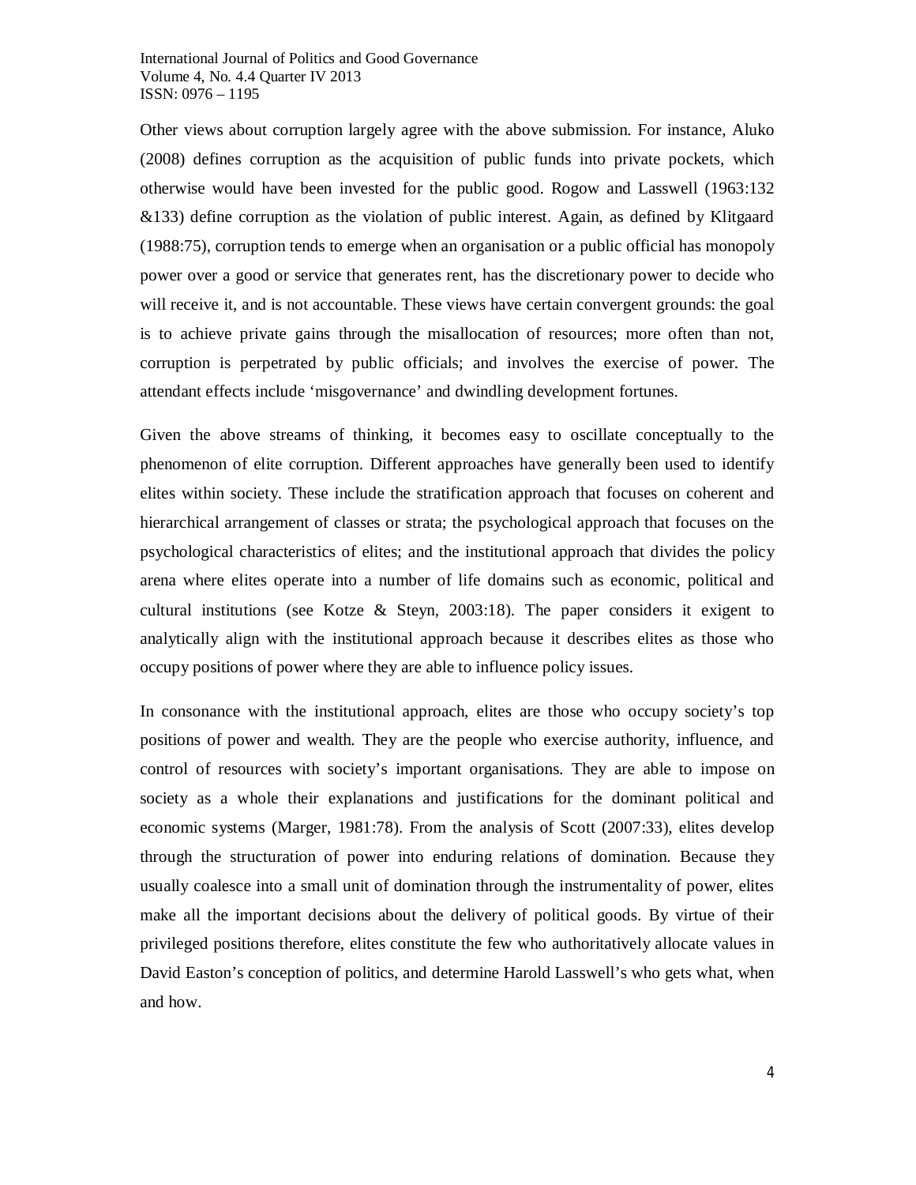Other views about corruption largely agree with the above submission. For instance, Aluko (2008) defines corruption as the acquisition of public funds into private pockets, which otherwise would have been invested for the public good. Rogow and Lasswell (1963:132 &133) define corruption as the violation of public interest. Again, as defined by Klitgaard (1988:75), corruption tends to emerge when an organisation or a public official has monopoly power over a good or service that generates rent, has the discretionary power to decide who will receive it, and is not accountable. These views have certain convergent grounds: the goal is to achieve private gains through the misallocation of resources; more often than not, corruption is perpetrated by public officials; and involves the exercise of power. The attendant effects include 'misgovernance' and dwindling development fortunes.

Given the above streams of thinking, it becomes easy to oscillate conceptually to the phenomenon of elite corruption. Different approaches have generally been used to identify elites within society. These include the stratification approach that focuses on coherent and hierarchical arrangement of classes or strata; the psychological approach that focuses on the psychological characteristics of elites; and the institutional approach that divides the policy arena where elites operate into a number of life domains such as economic, political and cultural institutions (see Kotze & Steyn, 2003:18). The paper considers it exigent to analytically align with the institutional approach because it describes elites as those who occupy positions of power where they are able to influence policy issues.

In consonance with the institutional approach, elites are those who occupy society's top positions of power and wealth. They are the people who exercise authority, influence, and control of resources with society's important organisations. They are able to impose on society as a whole their explanations and justifications for the dominant political and economic systems (Marger, 1981:78). From the analysis of Scott (2007:33), elites develop through the structuration of power into enduring relations of domination. Because they usually coalesce into a small unit of domination through the instrumentality of power, elites make all the important decisions about the delivery of political goods. By virtue of their privileged positions therefore, elites constitute the few who authoritatively allocate values in David Easton's conception of politics, and determine Harold Lasswell's who gets what, when and how.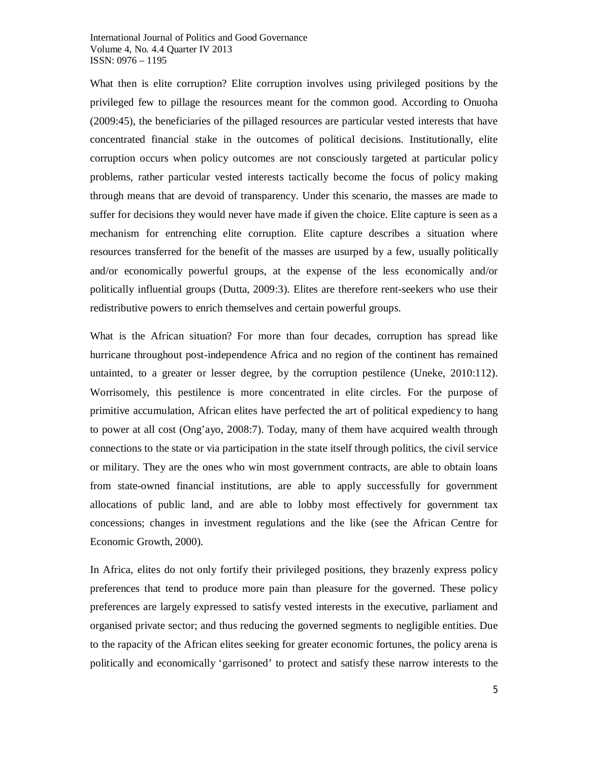What then is elite corruption? Elite corruption involves using privileged positions by the privileged few to pillage the resources meant for the common good. According to Onuoha (2009:45), the beneficiaries of the pillaged resources are particular vested interests that have concentrated financial stake in the outcomes of political decisions. Institutionally, elite corruption occurs when policy outcomes are not consciously targeted at particular policy problems, rather particular vested interests tactically become the focus of policy making through means that are devoid of transparency. Under this scenario, the masses are made to suffer for decisions they would never have made if given the choice. Elite capture is seen as a mechanism for entrenching elite corruption. Elite capture describes a situation where resources transferred for the benefit of the masses are usurped by a few, usually politically and/or economically powerful groups, at the expense of the less economically and/or politically influential groups (Dutta, 2009:3). Elites are therefore rent-seekers who use their redistributive powers to enrich themselves and certain powerful groups.

What is the African situation? For more than four decades, corruption has spread like hurricane throughout post-independence Africa and no region of the continent has remained untainted, to a greater or lesser degree, by the corruption pestilence (Uneke, 2010:112). Worrisomely, this pestilence is more concentrated in elite circles. For the purpose of primitive accumulation, African elites have perfected the art of political expediency to hang to power at all cost (Ong'ayo, 2008:7). Today, many of them have acquired wealth through connections to the state or via participation in the state itself through politics, the civil service or military. They are the ones who win most government contracts, are able to obtain loans from state-owned financial institutions, are able to apply successfully for government allocations of public land, and are able to lobby most effectively for government tax concessions; changes in investment regulations and the like (see the African Centre for Economic Growth, 2000).

In Africa, elites do not only fortify their privileged positions, they brazenly express policy preferences that tend to produce more pain than pleasure for the governed. These policy preferences are largely expressed to satisfy vested interests in the executive, parliament and organised private sector; and thus reducing the governed segments to negligible entities. Due to the rapacity of the African elites seeking for greater economic fortunes, the policy arena is politically and economically 'garrisoned' to protect and satisfy these narrow interests to the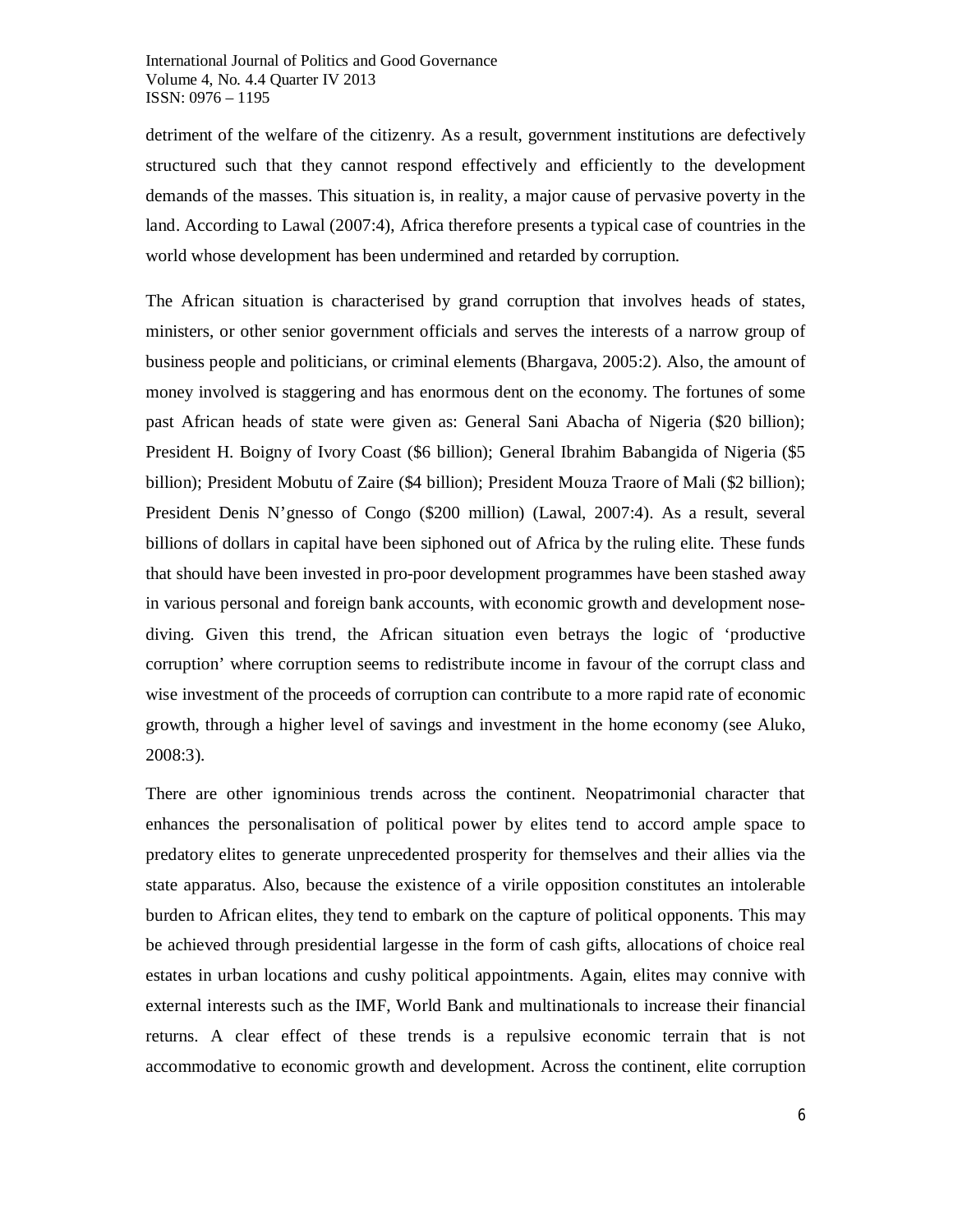detriment of the welfare of the citizenry. As a result, government institutions are defectively structured such that they cannot respond effectively and efficiently to the development demands of the masses. This situation is, in reality, a major cause of pervasive poverty in the land. According to Lawal (2007:4), Africa therefore presents a typical case of countries in the world whose development has been undermined and retarded by corruption.

The African situation is characterised by grand corruption that involves heads of states, ministers, or other senior government officials and serves the interests of a narrow group of business people and politicians, or criminal elements (Bhargava, 2005:2). Also, the amount of money involved is staggering and has enormous dent on the economy. The fortunes of some past African heads of state were given as: General Sani Abacha of Nigeria ($20 billion); President H. Boigny of Ivory Coast ($6 billion); General Ibrahim Babangida of Nigeria ($5 billion); President Mobutu of Zaire ($4 billion); President Mouza Traore of Mali ($2 billion); President Denis N'gnesso of Congo ($200 million) (Lawal, 2007:4). As a result, several billions of dollars in capital have been siphoned out of Africa by the ruling elite. These funds that should have been invested in pro-poor development programmes have been stashed away in various personal and foreign bank accounts, with economic growth and development nose-diving. Given this trend, the African situation even betrays the logic of 'productive corruption' where corruption seems to redistribute income in favour of the corrupt class and wise investment of the proceeds of corruption can contribute to a more rapid rate of economic growth, through a higher level of savings and investment in the home economy (see Aluko, 2008:3).

There are other ignominious trends across the continent. Neopatrimonial character that enhances the personalisation of political power by elites tend to accord ample space to predatory elites to generate unprecedented prosperity for themselves and their allies via the state apparatus. Also, because the existence of a virile opposition constitutes an intolerable burden to African elites, they tend to embark on the capture of political opponents. This may be achieved through presidential largesse in the form of cash gifts, allocations of choice real estates in urban locations and cushy political appointments. Again, elites may connive with external interests such as the IMF, World Bank and multinationals to increase their financial returns. A clear effect of these trends is a repulsive economic terrain that is not accommodative to economic growth and development. Across the continent, elite corruption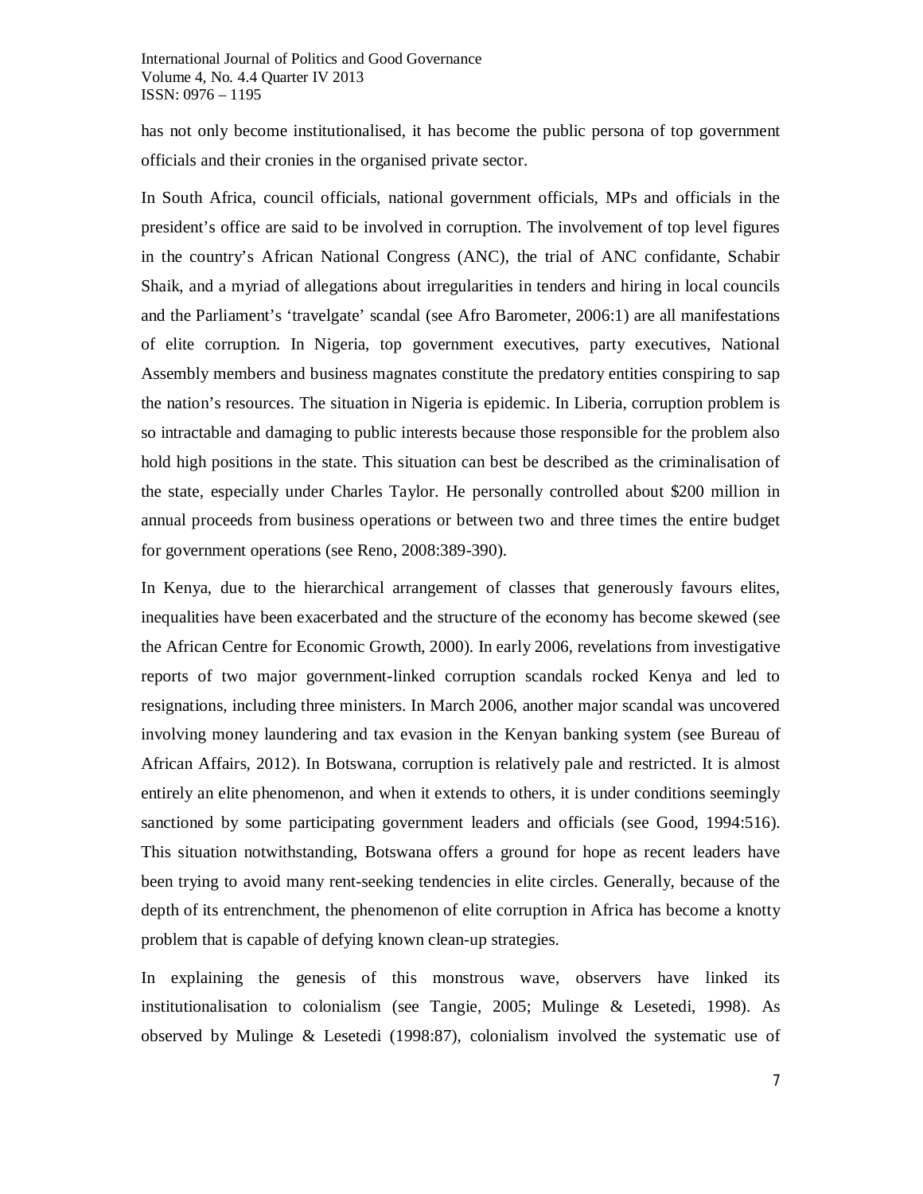has not only become institutionalised, it has become the public persona of top government officials and their cronies in the organised private sector.

In South Africa, council officials, national government officials, MPs and officials in the president's office are said to be involved in corruption. The involvement of top level figures in the country's African National Congress (ANC), the trial of ANC confidante, Schabir Shaik, and a myriad of allegations about irregularities in tenders and hiring in local councils and the Parliament's 'travelgate' scandal (see Afro Barometer, 2006:1) are all manifestations of elite corruption. In Nigeria, top government executives, party executives, National Assembly members and business magnates constitute the predatory entities conspiring to sap the nation's resources. The situation in Nigeria is epidemic. In Liberia, corruption problem is so intractable and damaging to public interests because those responsible for the problem also hold high positions in the state. This situation can best be described as the criminalisation of the state, especially under Charles Taylor. He personally controlled about $200 million in annual proceeds from business operations or between two and three times the entire budget for government operations (see Reno, 2008:389-390).

In Kenya, due to the hierarchical arrangement of classes that generously favours elites, inequalities have been exacerbated and the structure of the economy has become skewed (see the African Centre for Economic Growth, 2000). In early 2006, revelations from investigative reports of two major government-linked corruption scandals rocked Kenya and led to resignations, including three ministers. In March 2006, another major scandal was uncovered involving money laundering and tax evasion in the Kenyan banking system (see Bureau of African Affairs, 2012). In Botswana, corruption is relatively pale and restricted. It is almost entirely an elite phenomenon, and when it extends to others, it is under conditions seemingly sanctioned by some participating government leaders and officials (see Good, 1994:516). This situation notwithstanding, Botswana offers a ground for hope as recent leaders have been trying to avoid many rent-seeking tendencies in elite circles. Generally, because of the depth of its entrenchment, the phenomenon of elite corruption in Africa has become a knotty problem that is capable of defying known clean-up strategies.

In explaining the genesis of this monstrous wave, observers have linked its institutionalisation to colonialism (see Tangie, 2005; Mulinge & Lesetedi, 1998). As observed by Mulinge & Lesetedi (1998:87), colonialism involved the systematic use of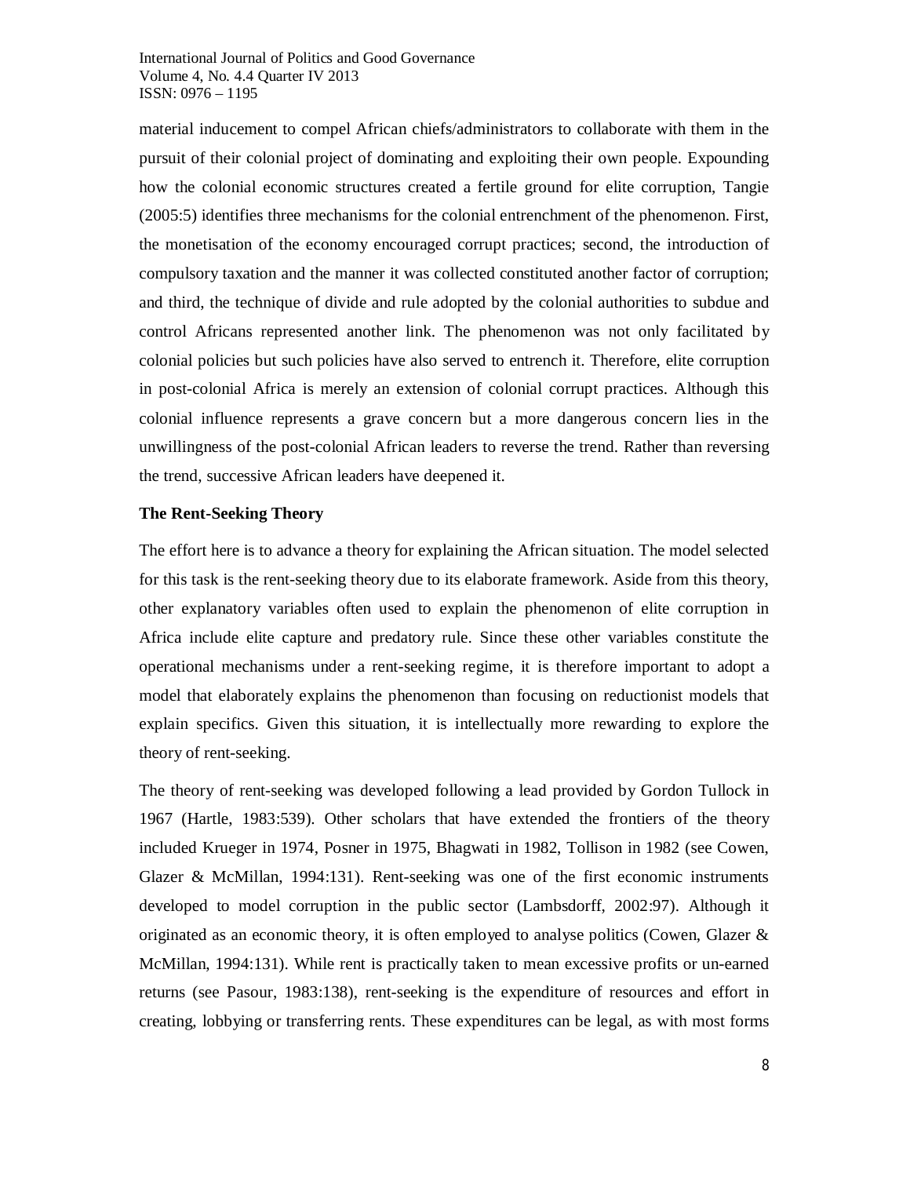material inducement to compel African chiefs/administrators to collaborate with them in the pursuit of their colonial project of dominating and exploiting their own people. Expounding how the colonial economic structures created a fertile ground for elite corruption, Tangie (2005:5) identifies three mechanisms for the colonial entrenchment of the phenomenon. First, the monetisation of the economy encouraged corrupt practices; second, the introduction of compulsory taxation and the manner it was collected constituted another factor of corruption; and third, the technique of divide and rule adopted by the colonial authorities to subdue and control Africans represented another link. The phenomenon was not only facilitated by colonial policies but such policies have also served to entrench it. Therefore, elite corruption in post-colonial Africa is merely an extension of colonial corrupt practices. Although this colonial influence represents a grave concern but a more dangerous concern lies in the unwillingness of the post-colonial African leaders to reverse the trend. Rather than reversing the trend, successive African leaders have deepened it.

**The Rent-Seeking Theory**

The effort here is to advance a theory for explaining the African situation. The model selected for this task is the rent-seeking theory due to its elaborate framework. Aside from this theory, other explanatory variables often used to explain the phenomenon of elite corruption in Africa include elite capture and predatory rule. Since these other variables constitute the operational mechanisms under a rent-seeking regime, it is therefore important to adopt a model that elaborately explains the phenomenon than focusing on reductionist models that explain specifics. Given this situation, it is intellectually more rewarding to explore the theory of rent-seeking.

The theory of rent-seeking was developed following a lead provided by Gordon Tullock in 1967 (Hartle, 1983:539). Other scholars that have extended the frontiers of the theory included Krueger in 1974, Posner in 1975, Bhagwati in 1982, Tollison in 1982 (see Cowen, Glazer & McMillan, 1994:131). Rent-seeking was one of the first economic instruments developed to model corruption in the public sector (Lambsdorff, 2002:97). Although it originated as an economic theory, it is often employed to analyse politics (Cowen, Glazer & McMillan, 1994:131). While rent is practically taken to mean excessive profits or un-earned returns (see Pasour, 1983:138), rent-seeking is the expenditure of resources and effort in creating, lobbying or transferring rents. These expenditures can be legal, as with most forms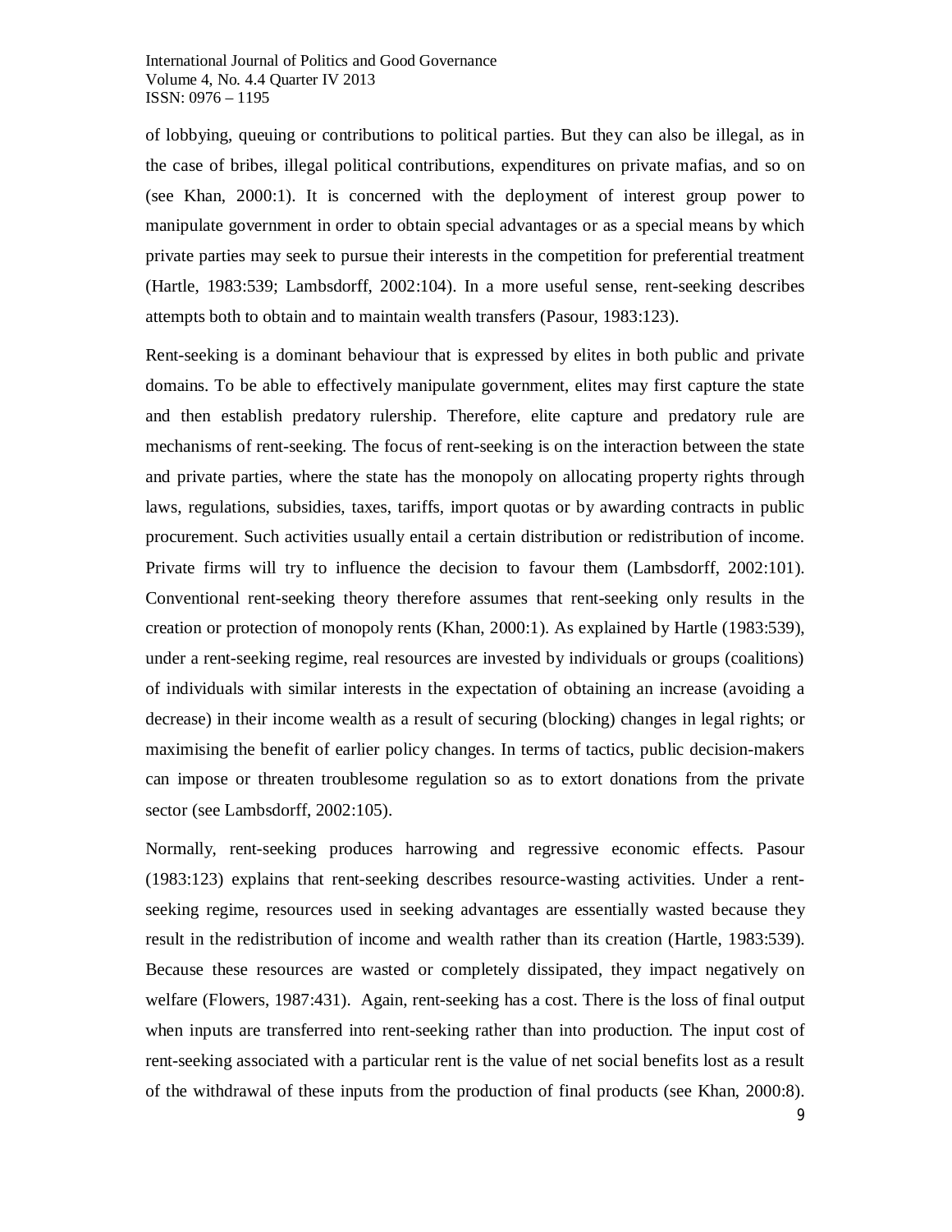of lobbying, queuing or contributions to political parties. But they can also be illegal, as in the case of bribes, illegal political contributions, expenditures on private mafias, and so on (see Khan, 2000:1). It is concerned with the deployment of interest group power to manipulate government in order to obtain special advantages or as a special means by which private parties may seek to pursue their interests in the competition for preferential treatment (Hartle, 1983:539; Lambsdorff, 2002:104). In a more useful sense, rent-seeking describes attempts both to obtain and to maintain wealth transfers (Pasour, 1983:123).

Rent-seeking is a dominant behaviour that is expressed by elites in both public and private domains. To be able to effectively manipulate government, elites may first capture the state and then establish predatory rulership. Therefore, elite capture and predatory rule are mechanisms of rent-seeking. The focus of rent-seeking is on the interaction between the state and private parties, where the state has the monopoly on allocating property rights through laws, regulations, subsidies, taxes, tariffs, import quotas or by awarding contracts in public procurement. Such activities usually entail a certain distribution or redistribution of income. Private firms will try to influence the decision to favour them (Lambsdorff, 2002:101). Conventional rent-seeking theory therefore assumes that rent-seeking only results in the creation or protection of monopoly rents (Khan, 2000:1). As explained by Hartle (1983:539), under a rent-seeking regime, real resources are invested by individuals or groups (coalitions) of individuals with similar interests in the expectation of obtaining an increase (avoiding a decrease) in their income wealth as a result of securing (blocking) changes in legal rights; or maximising the benefit of earlier policy changes. In terms of tactics, public decision-makers can impose or threaten troublesome regulation so as to extort donations from the private sector (see Lambsdorff, 2002:105).

Normally, rent-seeking produces harrowing and regressive economic effects. Pasour (1983:123) explains that rent-seeking describes resource-wasting activities. Under a rent-seeking regime, resources used in seeking advantages are essentially wasted because they result in the redistribution of income and wealth rather than its creation (Hartle, 1983:539). Because these resources are wasted or completely dissipated, they impact negatively on welfare (Flowers, 1987:431). Again, rent-seeking has a cost. There is the loss of final output when inputs are transferred into rent-seeking rather than into production. The input cost of rent-seeking associated with a particular rent is the value of net social benefits lost as a result of the withdrawal of these inputs from the production of final products (see Khan, 2000:8).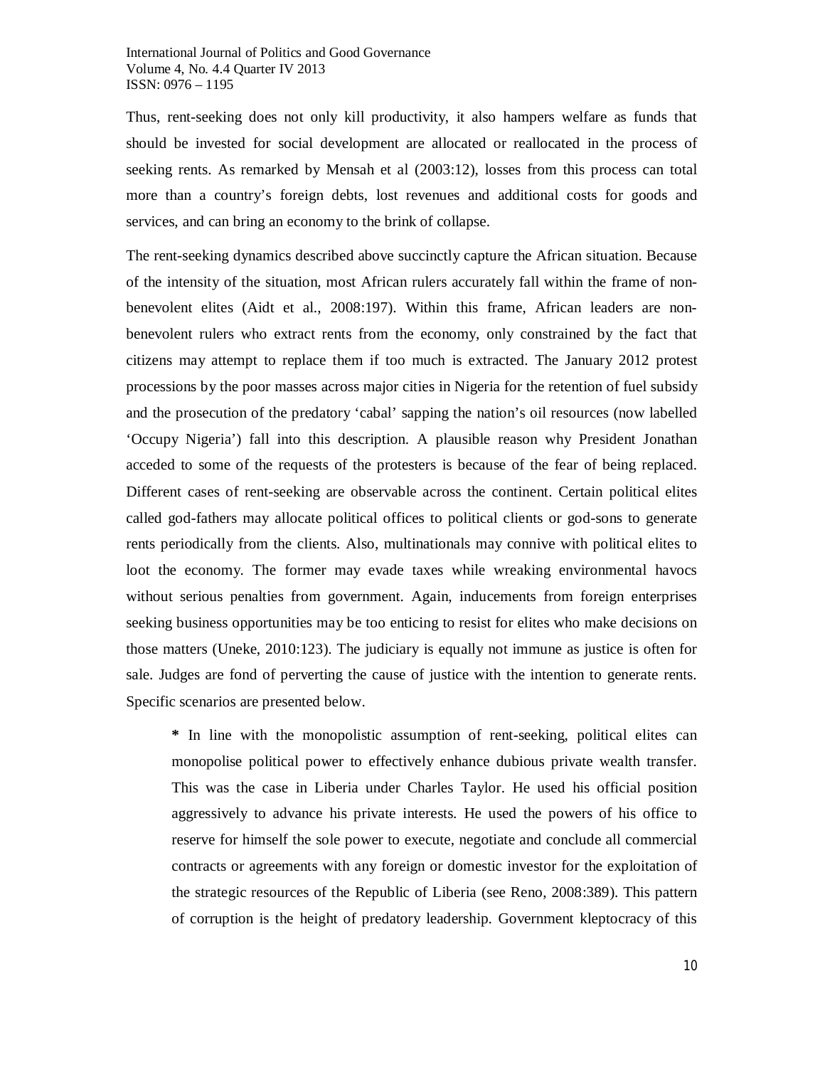Thus, rent-seeking does not only kill productivity, it also hampers welfare as funds that should be invested for social development are allocated or reallocated in the process of seeking rents. As remarked by Mensah et al (2003:12), losses from this process can total more than a country's foreign debts, lost revenues and additional costs for goods and services, and can bring an economy to the brink of collapse.

The rent-seeking dynamics described above succinctly capture the African situation. Because of the intensity of the situation, most African rulers accurately fall within the frame of non-benevolent elites (Aidt et al., 2008:197). Within this frame, African leaders are non-benevolent rulers who extract rents from the economy, only constrained by the fact that citizens may attempt to replace them if too much is extracted. The January 2012 protest processions by the poor masses across major cities in Nigeria for the retention of fuel subsidy and the prosecution of the predatory 'cabal' sapping the nation's oil resources (now labelled 'Occupy Nigeria') fall into this description. A plausible reason why President Jonathan acceded to some of the requests of the protesters is because of the fear of being replaced. Different cases of rent-seeking are observable across the continent. Certain political elites called god-fathers may allocate political offices to political clients or god-sons to generate rents periodically from the clients. Also, multinationals may connive with political elites to loot the economy. The former may evade taxes while wreaking environmental havocs without serious penalties from government. Again, inducements from foreign enterprises seeking business opportunities may be too enticing to resist for elites who make decisions on those matters (Uneke, 2010:123). The judiciary is equally not immune as justice is often for sale. Judges are fond of perverting the cause of justice with the intention to generate rents. Specific scenarios are presented below.

> **\*** In line with the monopolistic assumption of rent-seeking, political elites can monopolise political power to effectively enhance dubious private wealth transfer. This was the case in Liberia under Charles Taylor. He used his official position aggressively to advance his private interests. He used the powers of his office to reserve for himself the sole power to execute, negotiate and conclude all commercial contracts or agreements with any foreign or domestic investor for the exploitation of the strategic resources of the Republic of Liberia (see Reno, 2008:389). This pattern of corruption is the height of predatory leadership. Government kleptocracy of this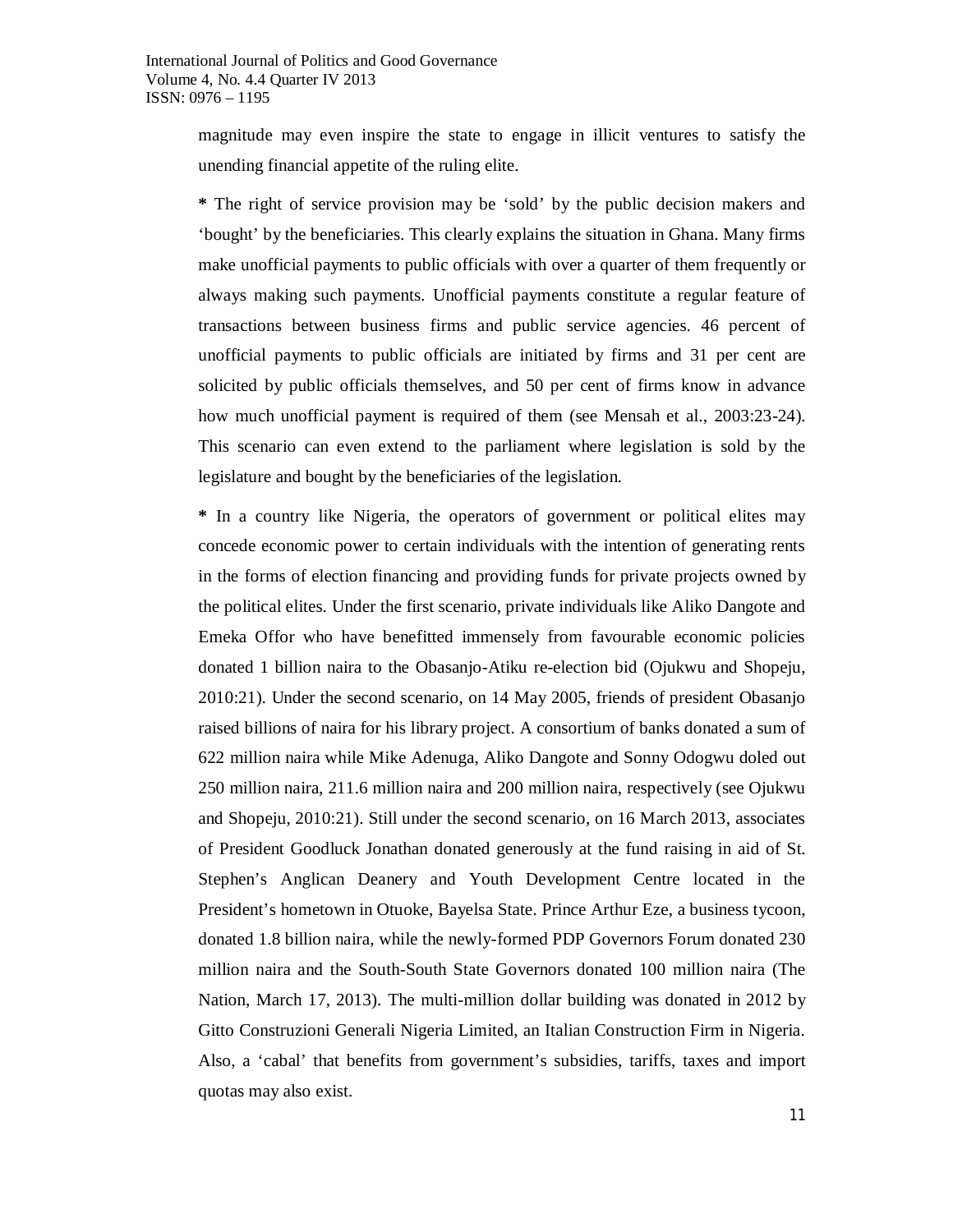magnitude may even inspire the state to engage in illicit ventures to satisfy the unending financial appetite of the ruling elite.

**\*** The right of service provision may be 'sold' by the public decision makers and 'bought' by the beneficiaries. This clearly explains the situation in Ghana. Many firms make unofficial payments to public officials with over a quarter of them frequently or always making such payments. Unofficial payments constitute a regular feature of transactions between business firms and public service agencies. 46 percent of unofficial payments to public officials are initiated by firms and 31 per cent are solicited by public officials themselves, and 50 per cent of firms know in advance how much unofficial payment is required of them (see Mensah et al., 2003:23-24). This scenario can even extend to the parliament where legislation is sold by the legislature and bought by the beneficiaries of the legislation.

**\*** In a country like Nigeria, the operators of government or political elites may concede economic power to certain individuals with the intention of generating rents in the forms of election financing and providing funds for private projects owned by the political elites. Under the first scenario, private individuals like Aliko Dangote and Emeka Offor who have benefitted immensely from favourable economic policies donated 1 billion naira to the Obasanjo-Atiku re-election bid (Ojukwu and Shopeju, 2010:21). Under the second scenario, on 14 May 2005, friends of president Obasanjo raised billions of naira for his library project. A consortium of banks donated a sum of 622 million naira while Mike Adenuga, Aliko Dangote and Sonny Odogwu doled out 250 million naira, 211.6 million naira and 200 million naira, respectively (see Ojukwu and Shopeju, 2010:21). Still under the second scenario, on 16 March 2013, associates of President Goodluck Jonathan donated generously at the fund raising in aid of St. Stephen's Anglican Deanery and Youth Development Centre located in the President's hometown in Otuoke, Bayelsa State. Prince Arthur Eze, a business tycoon, donated 1.8 billion naira, while the newly-formed PDP Governors Forum donated 230 million naira and the South-South State Governors donated 100 million naira (The Nation, March 17, 2013). The multi-million dollar building was donated in 2012 by Gitto Construzioni Generali Nigeria Limited, an Italian Construction Firm in Nigeria. Also, a 'cabal' that benefits from government's subsidies, tariffs, taxes and import quotas may also exist.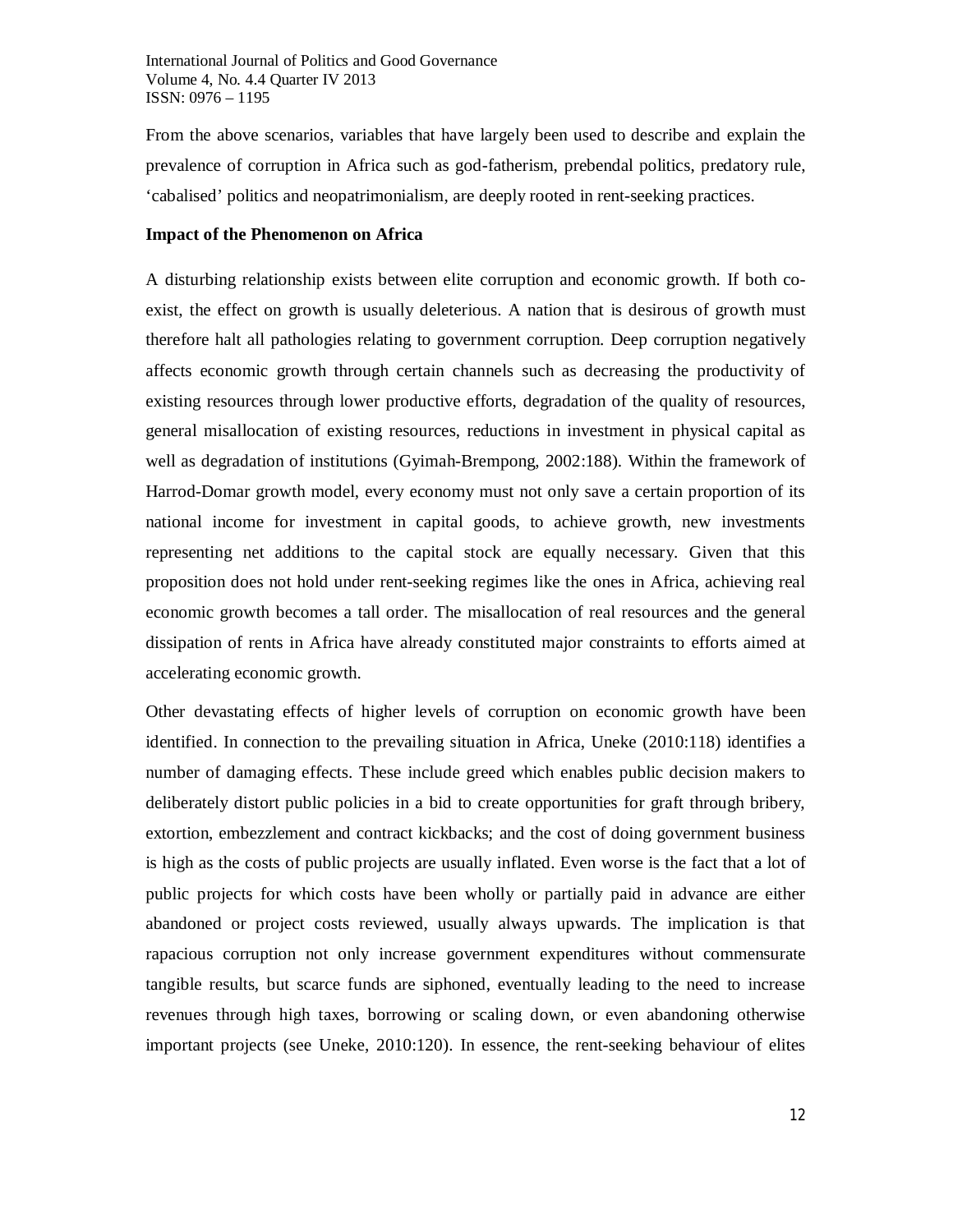From the above scenarios, variables that have largely been used to describe and explain the prevalence of corruption in Africa such as god-fatherism, prebendal politics, predatory rule, 'cabalised' politics and neopatrimonialism, are deeply rooted in rent-seeking practices.

**Impact of the Phenomenon on Africa**

A disturbing relationship exists between elite corruption and economic growth. If both co-exist, the effect on growth is usually deleterious. A nation that is desirous of growth must therefore halt all pathologies relating to government corruption. Deep corruption negatively affects economic growth through certain channels such as decreasing the productivity of existing resources through lower productive efforts, degradation of the quality of resources, general misallocation of existing resources, reductions in investment in physical capital as well as degradation of institutions (Gyimah-Brempong, 2002:188). Within the framework of Harrod-Domar growth model, every economy must not only save a certain proportion of its national income for investment in capital goods, to achieve growth, new investments representing net additions to the capital stock are equally necessary. Given that this proposition does not hold under rent-seeking regimes like the ones in Africa, achieving real economic growth becomes a tall order. The misallocation of real resources and the general dissipation of rents in Africa have already constituted major constraints to efforts aimed at accelerating economic growth.

Other devastating effects of higher levels of corruption on economic growth have been identified. In connection to the prevailing situation in Africa, Uneke (2010:118) identifies a number of damaging effects. These include greed which enables public decision makers to deliberately distort public policies in a bid to create opportunities for graft through bribery, extortion, embezzlement and contract kickbacks; and the cost of doing government business is high as the costs of public projects are usually inflated. Even worse is the fact that a lot of public projects for which costs have been wholly or partially paid in advance are either abandoned or project costs reviewed, usually always upwards. The implication is that rapacious corruption not only increase government expenditures without commensurate tangible results, but scarce funds are siphoned, eventually leading to the need to increase revenues through high taxes, borrowing or scaling down, or even abandoning otherwise important projects (see Uneke, 2010:120). In essence, the rent-seeking behaviour of elites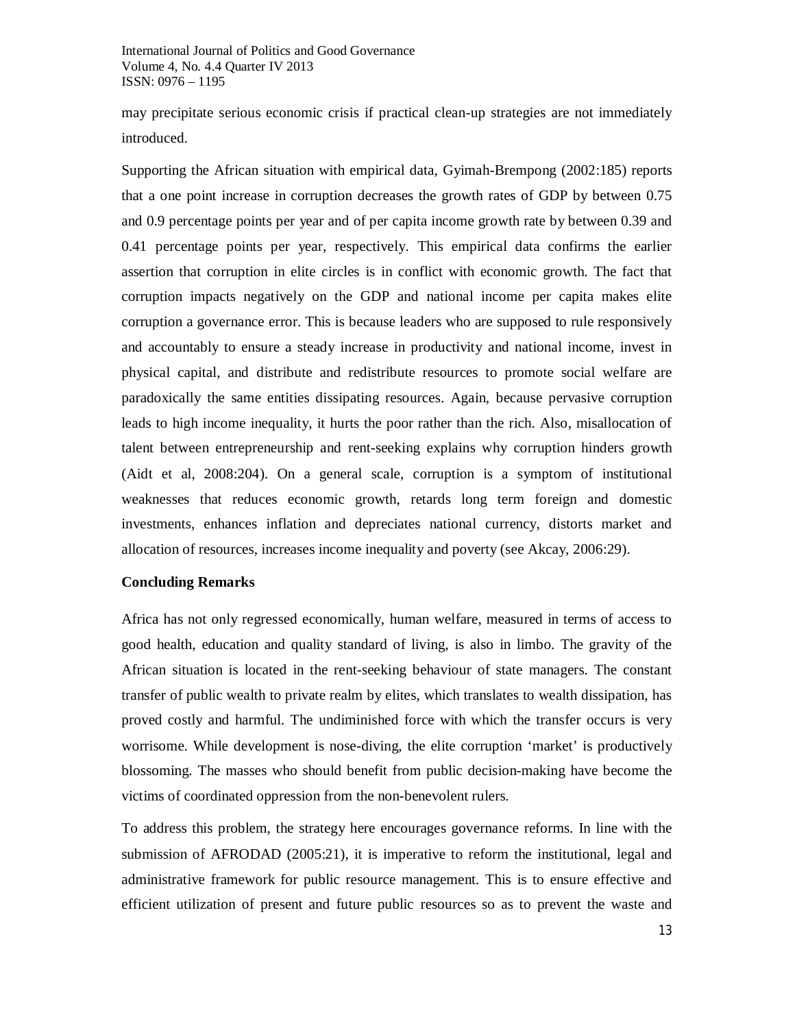may precipitate serious economic crisis if practical clean-up strategies are not immediately introduced.

Supporting the African situation with empirical data, Gyimah-Brempong (2002:185) reports that a one point increase in corruption decreases the growth rates of GDP by between 0.75 and 0.9 percentage points per year and of per capita income growth rate by between 0.39 and 0.41 percentage points per year, respectively. This empirical data confirms the earlier assertion that corruption in elite circles is in conflict with economic growth. The fact that corruption impacts negatively on the GDP and national income per capita makes elite corruption a governance error. This is because leaders who are supposed to rule responsively and accountably to ensure a steady increase in productivity and national income, invest in physical capital, and distribute and redistribute resources to promote social welfare are paradoxically the same entities dissipating resources. Again, because pervasive corruption leads to high income inequality, it hurts the poor rather than the rich. Also, misallocation of talent between entrepreneurship and rent-seeking explains why corruption hinders growth (Aidt et al, 2008:204). On a general scale, corruption is a symptom of institutional weaknesses that reduces economic growth, retards long term foreign and domestic investments, enhances inflation and depreciates national currency, distorts market and allocation of resources, increases income inequality and poverty (see Akcay, 2006:29).

**Concluding Remarks**

Africa has not only regressed economically, human welfare, measured in terms of access to good health, education and quality standard of living, is also in limbo. The gravity of the African situation is located in the rent-seeking behaviour of state managers. The constant transfer of public wealth to private realm by elites, which translates to wealth dissipation, has proved costly and harmful. The undiminished force with which the transfer occurs is very worrisome. While development is nose-diving, the elite corruption 'market' is productively blossoming. The masses who should benefit from public decision-making have become the victims of coordinated oppression from the non-benevolent rulers.

To address this problem, the strategy here encourages governance reforms. In line with the submission of AFRODAD (2005:21), it is imperative to reform the institutional, legal and administrative framework for public resource management. This is to ensure effective and efficient utilization of present and future public resources so as to prevent the waste and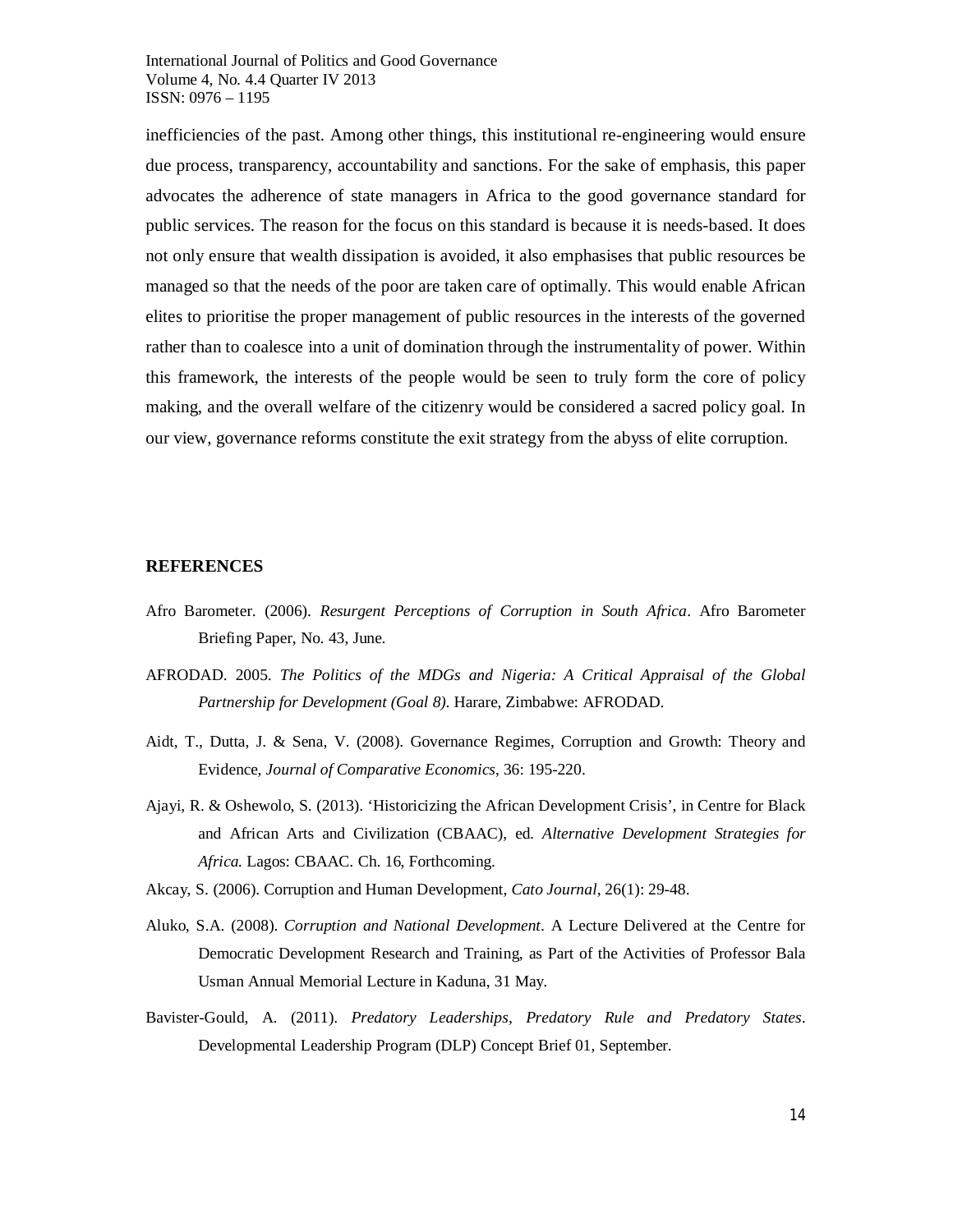inefficiencies of the past. Among other things, this institutional re-engineering would ensure due process, transparency, accountability and sanctions. For the sake of emphasis, this paper advocates the adherence of state managers in Africa to the good governance standard for public services. The reason for the focus on this standard is because it is needs-based. It does not only ensure that wealth dissipation is avoided, it also emphasises that public resources be managed so that the needs of the poor are taken care of optimally. This would enable African elites to prioritise the proper management of public resources in the interests of the governed rather than to coalesce into a unit of domination through the instrumentality of power. Within this framework, the interests of the people would be seen to truly form the core of policy making, and the overall welfare of the citizenry would be considered a sacred policy goal. In our view, governance reforms constitute the exit strategy from the abyss of elite corruption.

## REFERENCES

Afro Barometer. (2006). *Resurgent Perceptions of Corruption in South Africa*. Afro Barometer Briefing Paper, No. 43, June.

AFRODAD. 2005. *The Politics of the MDGs and Nigeria: A Critical Appraisal of the Global Partnership for Development (Goal 8)*. Harare, Zimbabwe: AFRODAD.

Aidt, T., Dutta, J. & Sena, V. (2008). Governance Regimes, Corruption and Growth: Theory and Evidence, *Journal of Comparative Economics*, 36: 195-220.

Ajayi, R. & Oshewolo, S. (2013). 'Historicizing the African Development Crisis', in Centre for Black and African Arts and Civilization (CBAAC), ed. *Alternative Development Strategies for Africa.* Lagos: CBAAC. Ch. 16, Forthcoming.

Akcay, S. (2006). Corruption and Human Development, *Cato Journal*, 26(1): 29-48.

Aluko, S.A. (2008). *Corruption and National Development*. A Lecture Delivered at the Centre for Democratic Development Research and Training, as Part of the Activities of Professor Bala Usman Annual Memorial Lecture in Kaduna, 31 May.

Bavister-Gould, A. (2011). *Predatory Leaderships, Predatory Rule and Predatory States*. Developmental Leadership Program (DLP) Concept Brief 01, September.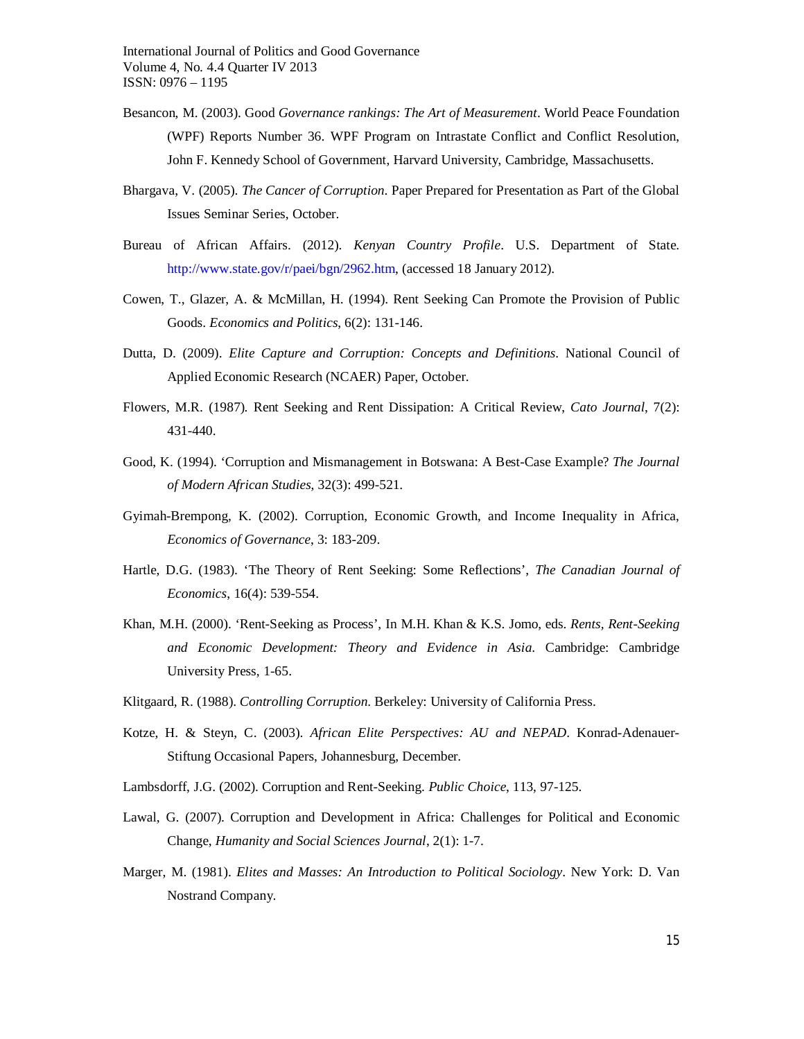Besancon, M. (2003). Good *Governance rankings: The Art of Measurement*. World Peace Foundation (WPF) Reports Number 36. WPF Program on Intrastate Conflict and Conflict Resolution, John F. Kennedy School of Government, Harvard University, Cambridge, Massachusetts.

Bhargava, V. (2005). *The Cancer of Corruption*. Paper Prepared for Presentation as Part of the Global Issues Seminar Series, October.

Bureau of African Affairs. (2012). *Kenyan Country Profile*. U.S. Department of State. http://www.state.gov/r/paei/bgn/2962.htm, (accessed 18 January 2012).

Cowen, T., Glazer, A. & McMillan, H. (1994). Rent Seeking Can Promote the Provision of Public Goods. *Economics and Politics*, 6(2): 131-146.

Dutta, D. (2009). *Elite Capture and Corruption: Concepts and Definitions*. National Council of Applied Economic Research (NCAER) Paper, October.

Flowers, M.R. (1987). Rent Seeking and Rent Dissipation: A Critical Review, *Cato Journal*, 7(2): 431-440.

Good, K. (1994). 'Corruption and Mismanagement in Botswana: A Best-Case Example? *The Journal of Modern African Studies*, 32(3): 499-521.

Gyimah-Brempong, K. (2002). Corruption, Economic Growth, and Income Inequality in Africa, *Economics of Governance*, 3: 183-209.

Hartle, D.G. (1983). 'The Theory of Rent Seeking: Some Reflections', *The Canadian Journal of Economics*, 16(4): 539-554.

Khan, M.H. (2000). 'Rent-Seeking as Process', In M.H. Khan & K.S. Jomo, eds. *Rents, Rent-Seeking and Economic Development: Theory and Evidence in Asia*. Cambridge: Cambridge University Press, 1-65.

Klitgaard, R. (1988). *Controlling Corruption*. Berkeley: University of California Press.

Kotze, H. & Steyn, C. (2003). *African Elite Perspectives: AU and NEPAD*. Konrad-Adenauer-Stiftung Occasional Papers, Johannesburg, December.

Lambsdorff, J.G. (2002). Corruption and Rent-Seeking. *Public Choice*, 113, 97-125.

Lawal, G. (2007). Corruption and Development in Africa: Challenges for Political and Economic Change, *Humanity and Social Sciences Journal*, 2(1): 1-7.

Marger, M. (1981). *Elites and Masses: An Introduction to Political Sociology*. New York: D. Van Nostrand Company.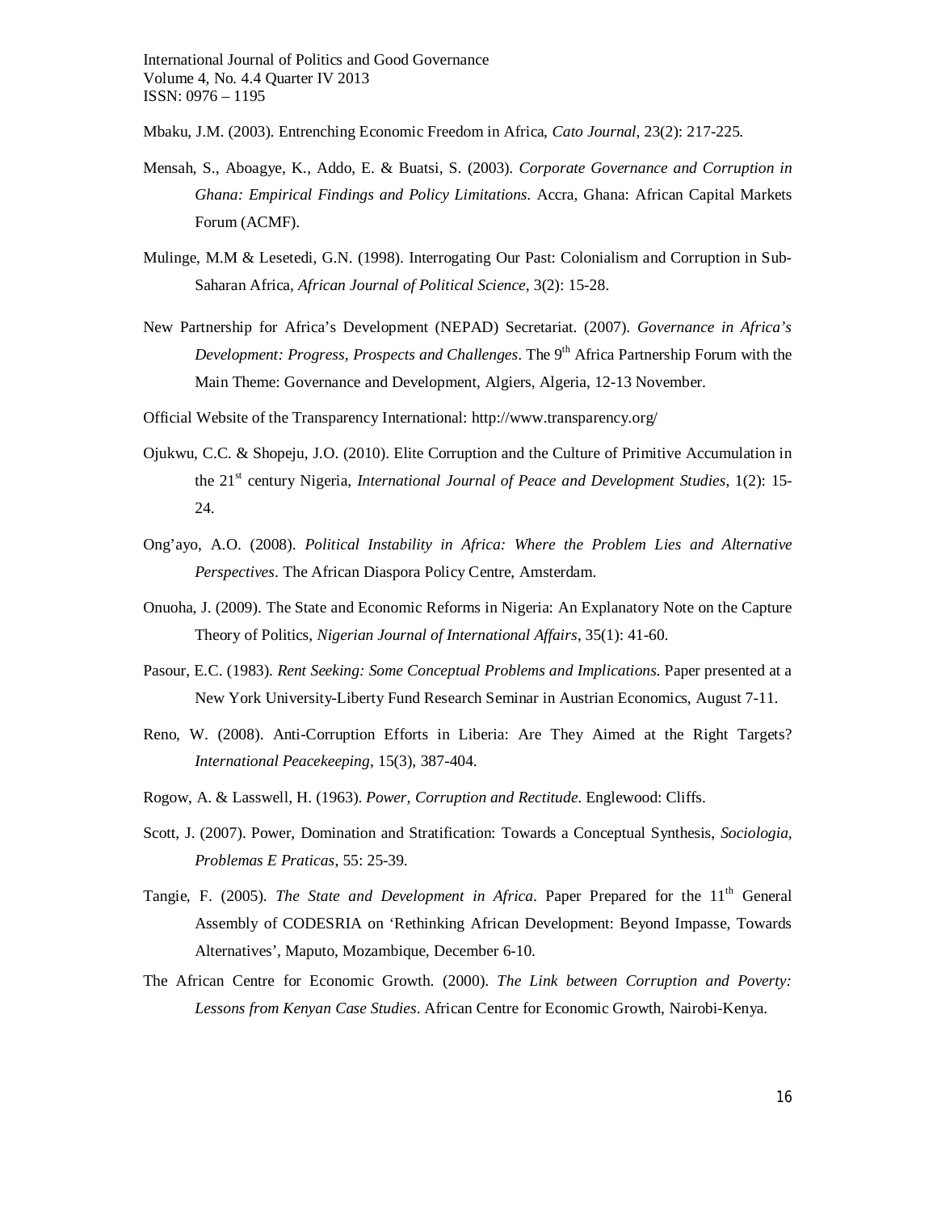Mbaku, J.M. (2003). Entrenching Economic Freedom in Africa, *Cato Journal*, 23(2): 217-225.

Mensah, S., Aboagye, K., Addo, E. & Buatsi, S. (2003). *Corporate Governance and Corruption in Ghana: Empirical Findings and Policy Limitations*. Accra, Ghana: African Capital Markets Forum (ACMF).

Mulinge, M.M & Lesetedi, G.N. (1998). Interrogating Our Past: Colonialism and Corruption in Sub-Saharan Africa, *African Journal of Political Science*, 3(2): 15-28.

New Partnership for Africa's Development (NEPAD) Secretariat. (2007). *Governance in Africa's Development: Progress, Prospects and Challenges*. The 9th Africa Partnership Forum with the Main Theme: Governance and Development, Algiers, Algeria, 12-13 November.

Official Website of the Transparency International: http://www.transparency.org/

Ojukwu, C.C. & Shopeju, J.O. (2010). Elite Corruption and the Culture of Primitive Accumulation in the 21st century Nigeria, *International Journal of Peace and Development Studies*, 1(2): 15-24.

Ong'ayo, A.O. (2008). *Political Instability in Africa: Where the Problem Lies and Alternative Perspectives*. The African Diaspora Policy Centre, Amsterdam.

Onuoha, J. (2009). The State and Economic Reforms in Nigeria: An Explanatory Note on the Capture Theory of Politics, *Nigerian Journal of International Affairs*, 35(1): 41-60.

Pasour, E.C. (1983). *Rent Seeking: Some Conceptual Problems and Implications*. Paper presented at a New York University-Liberty Fund Research Seminar in Austrian Economics, August 7-11.

Reno, W. (2008). Anti-Corruption Efforts in Liberia: Are They Aimed at the Right Targets? *International Peacekeeping*, 15(3), 387-404.

Rogow, A. & Lasswell, H. (1963). *Power, Corruption and Rectitude*. Englewood: Cliffs.

Scott, J. (2007). Power, Domination and Stratification: Towards a Conceptual Synthesis, *Sociologia, Problemas E Praticas*, 55: 25-39.

Tangie, F. (2005). *The State and Development in Africa*. Paper Prepared for the 11th General Assembly of CODESRIA on 'Rethinking African Development: Beyond Impasse, Towards Alternatives', Maputo, Mozambique, December 6-10.

The African Centre for Economic Growth. (2000). *The Link between Corruption and Poverty: Lessons from Kenyan Case Studies*. African Centre for Economic Growth, Nairobi-Kenya.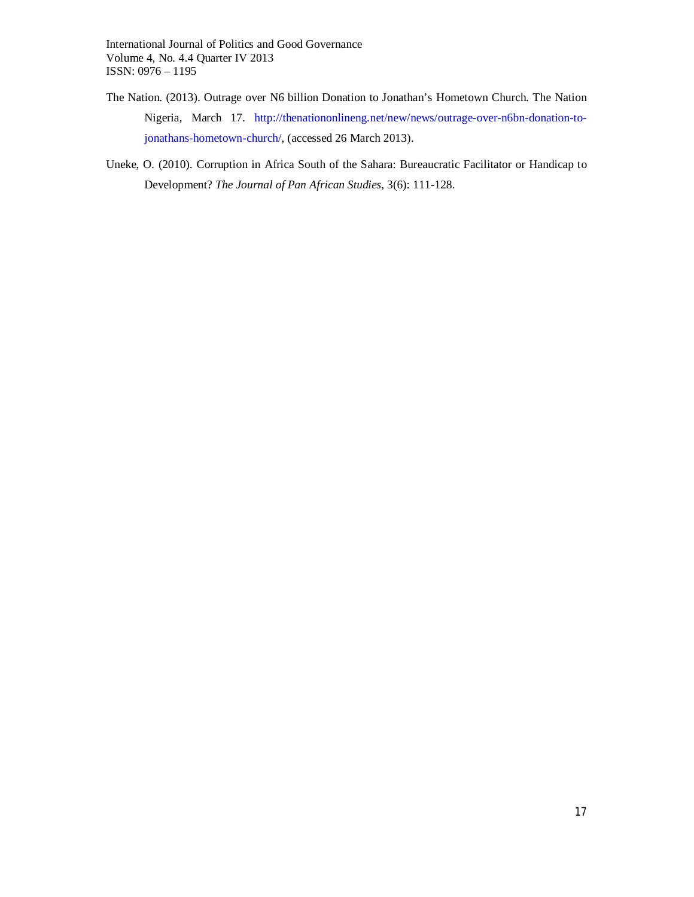The Nation. (2013). Outrage over N6 billion Donation to Jonathan's Hometown Church. The Nation Nigeria, March 17. http://thenationonlineng.net/new/news/outrage-over-n6bn-donation-to-jonathans-hometown-church/, (accessed 26 March 2013).

Uneke, O. (2010). Corruption in Africa South of the Sahara: Bureaucratic Facilitator or Handicap to Development? *The Journal of Pan African Studies*, 3(6): 111-128.